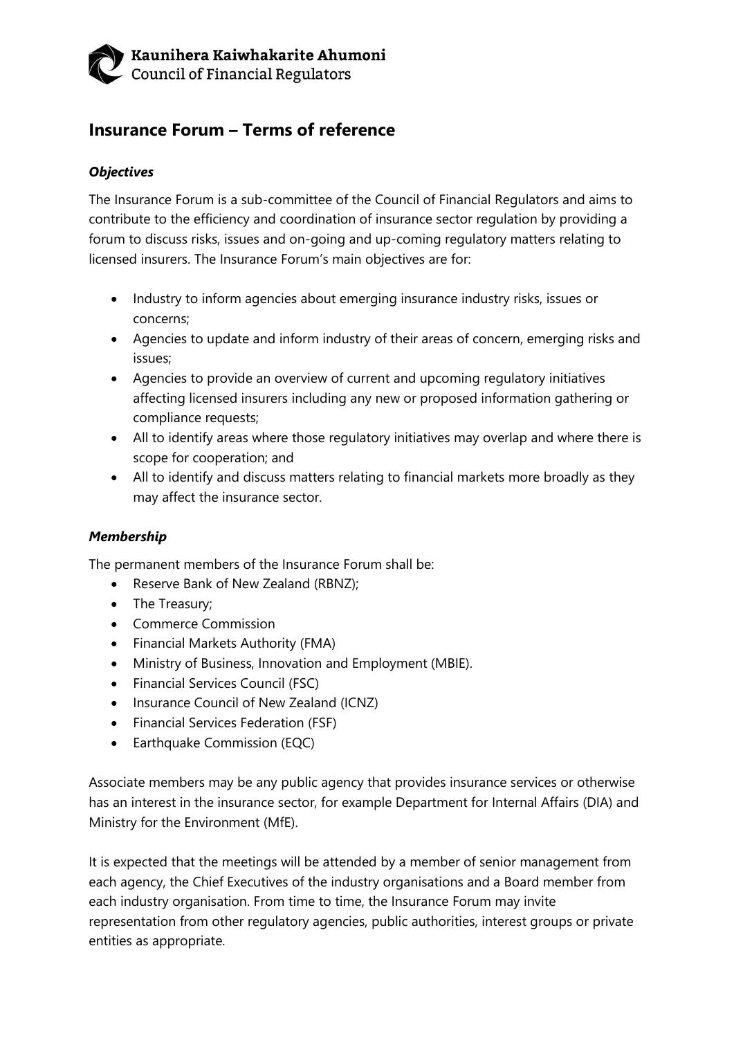Kaunihera Kaiwhakarite Ahumoni
Council of Financial Regulators

# Insurance Forum – Terms of reference

### *Objectives*

The Insurance Forum is a sub-committee of the Council of Financial Regulators and aims to contribute to the efficiency and coordination of insurance sector regulation by providing a forum to discuss risks, issues and on-going and up-coming regulatory matters relating to licensed insurers. The Insurance Forum's main objectives are for:

- Industry to inform agencies about emerging insurance industry risks, issues or concerns;
- Agencies to update and inform industry of their areas of concern, emerging risks and issues;
- Agencies to provide an overview of current and upcoming regulatory initiatives affecting licensed insurers including any new or proposed information gathering or compliance requests;
- All to identify areas where those regulatory initiatives may overlap and where there is scope for cooperation; and
- All to identify and discuss matters relating to financial markets more broadly as they may affect the insurance sector.

### *Membership*

The permanent members of the Insurance Forum shall be:

- Reserve Bank of New Zealand (RBNZ);
- The Treasury;
- Commerce Commission
- Financial Markets Authority (FMA)
- Ministry of Business, Innovation and Employment (MBIE).
- Financial Services Council (FSC)
- Insurance Council of New Zealand (ICNZ)
- Financial Services Federation (FSF)
- Earthquake Commission (EQC)

Associate members may be any public agency that provides insurance services or otherwise has an interest in the insurance sector, for example Department for Internal Affairs (DIA) and Ministry for the Environment (MfE).

It is expected that the meetings will be attended by a member of senior management from each agency, the Chief Executives of the industry organisations and a Board member from each industry organisation. From time to time, the Insurance Forum may invite representation from other regulatory agencies, public authorities, interest groups or private entities as appropriate.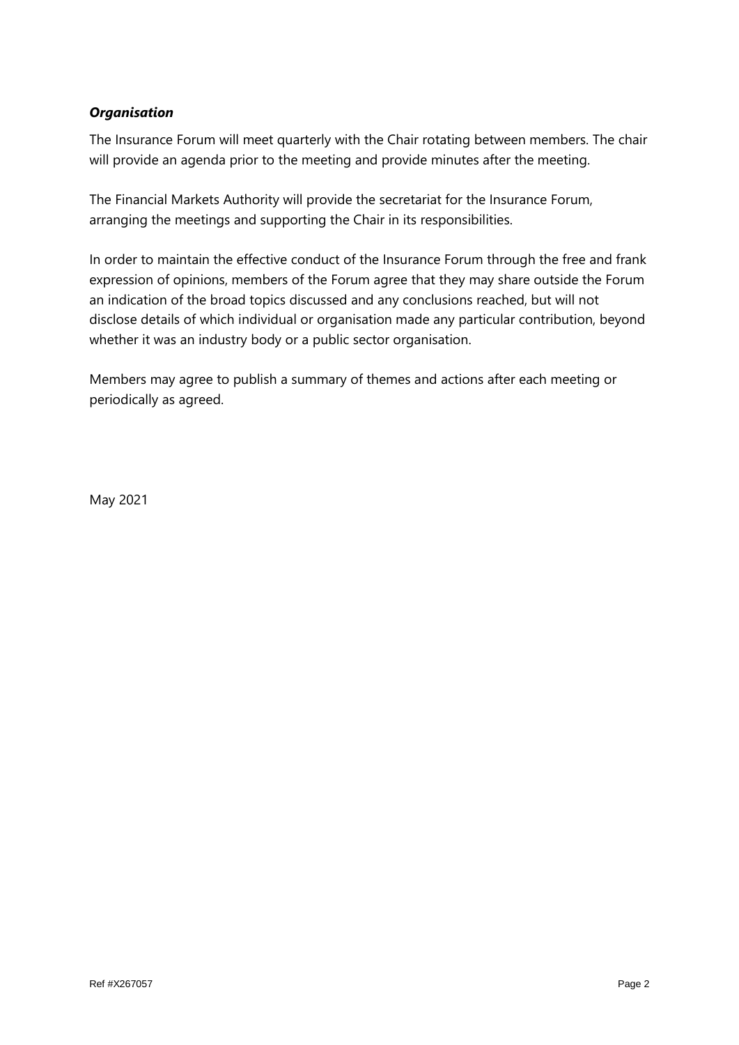***Organisation***

The Insurance Forum will meet quarterly with the Chair rotating between members. The chair will provide an agenda prior to the meeting and provide minutes after the meeting.

The Financial Markets Authority will provide the secretariat for the Insurance Forum, arranging the meetings and supporting the Chair in its responsibilities.

In order to maintain the effective conduct of the Insurance Forum through the free and frank expression of opinions, members of the Forum agree that they may share outside the Forum an indication of the broad topics discussed and any conclusions reached, but will not disclose details of which individual or organisation made any particular contribution, beyond whether it was an industry body or a public sector organisation.

Members may agree to publish a summary of themes and actions after each meeting or periodically as agreed.

May 2021